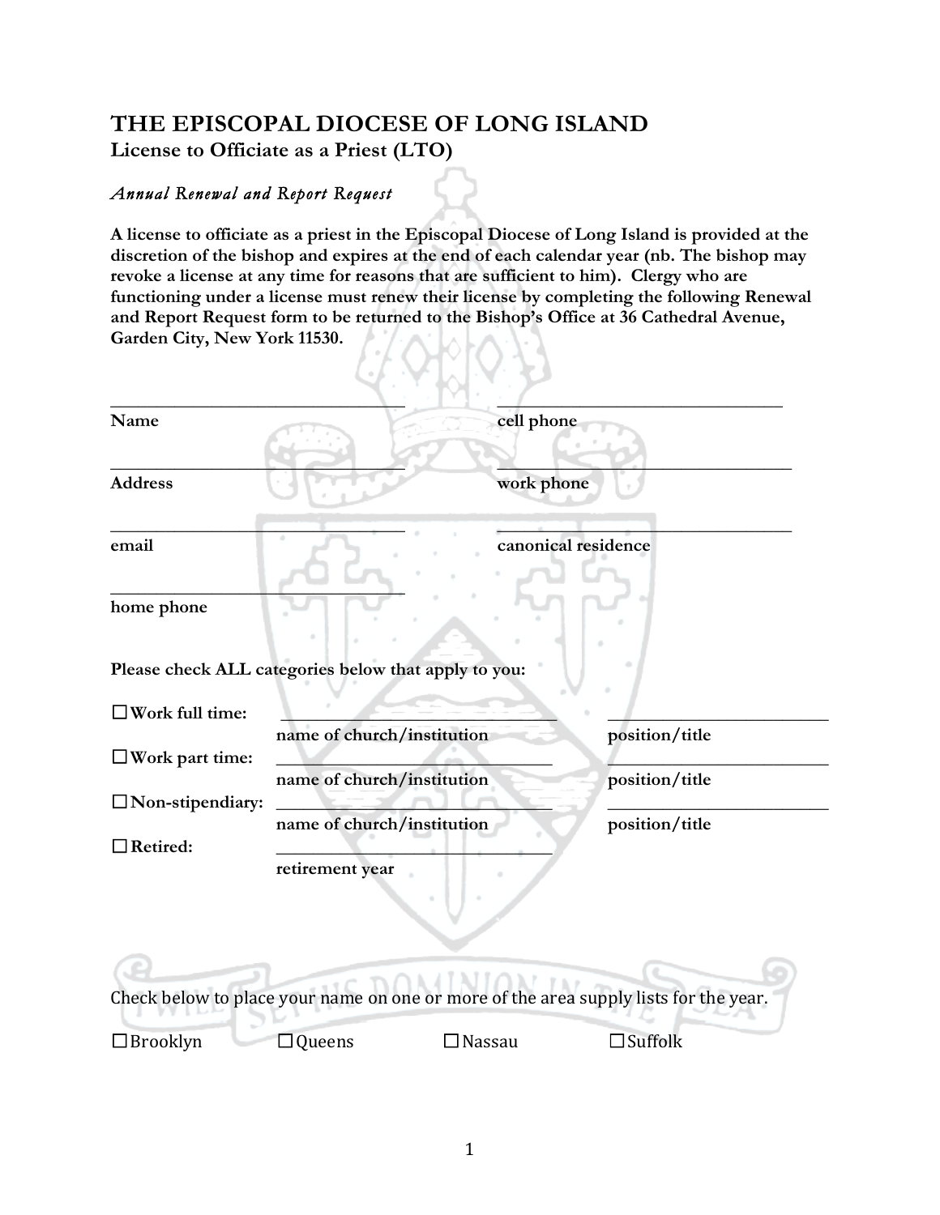# THE EPISCOPAL DIOCESE OF LONG ISLAND

## License to Officiate as a Priest (LTO)

*Annual Renewal and Report Request*

**A license to officiate as a priest in the Episcopal Diocese of Long Island is provided at the discretion of the bishop and expires at the end of each calendar year (nb. The bishop may revoke a license at any time for reasons that are sufficient to him). Clergy who are functioning under a license must renew their license by completing the following Renewal and Report Request form to be returned to the Bishop's Office at 36 Cathedral Avenue, Garden City, New York 11530.**

| | |
|---|---|
| ______________________________ | ______________________________ |
| **Name** | **cell phone** |
| ______________________________ | ______________________________ |
| **Address** | **work phone** |
| ______________________________ | ______________________________ |
| **email** | **canonical residence** |
| ______________________________ | |
| **home phone** | |

**Please check ALL categories below that apply to you:**

| | | |
|---|---|---|
| ☐ **Work full time:** | ______________________________ | ______________________________ |
| | **name of church/institution** | **position/title** |
| ☐ **Work part time:** | ______________________________ | ______________________________ |
| | **name of church/institution** | **position/title** |
| ☐ **Non-stipendiary:** | ______________________________ | ______________________________ |
| | **name of church/institution** | **position/title** |
| ☐ **Retired:** | ______________________________ | |
| | **retirement year** | |

Check below to place your name on one or more of the area supply lists for the year.

☐ Brooklyn ☐ Queens ☐ Nassau ☐ Suffolk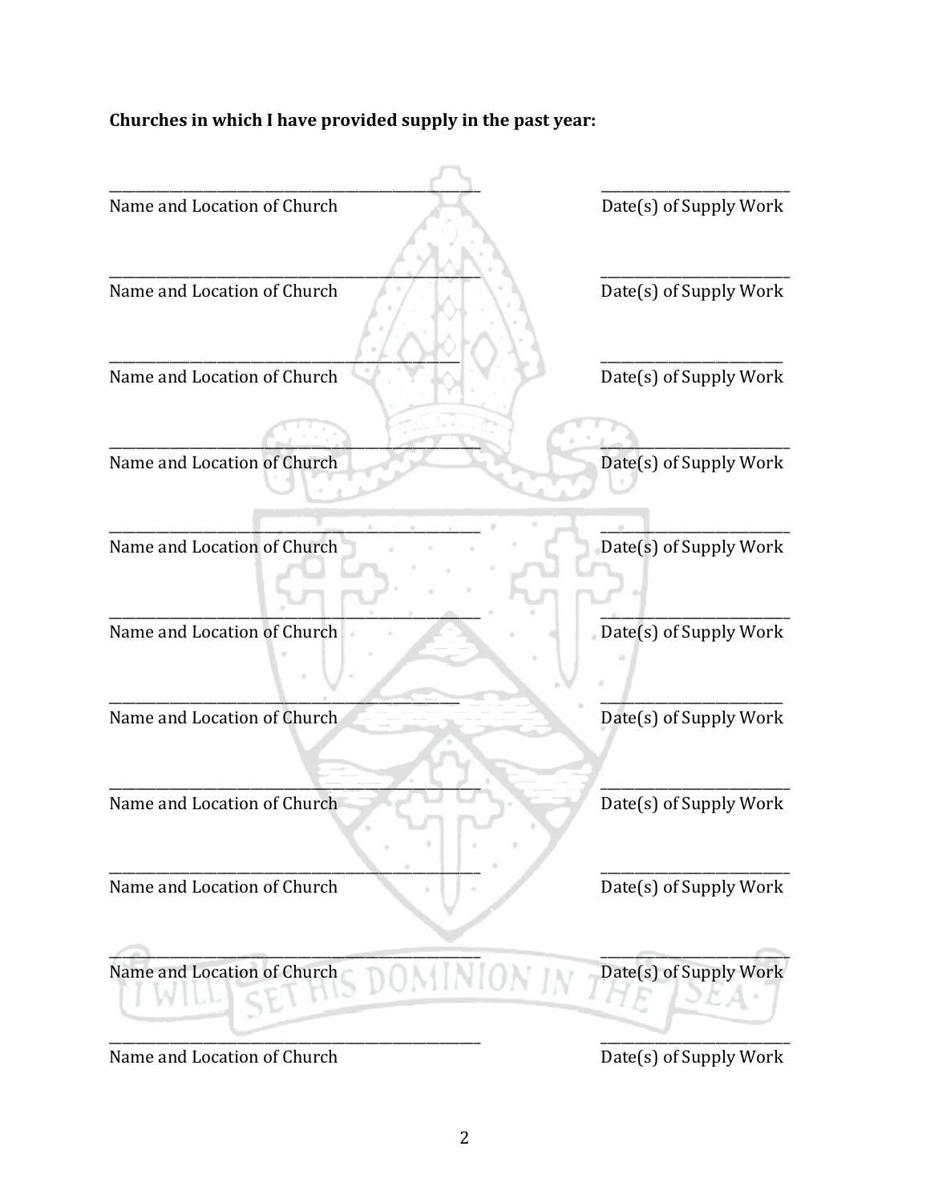**Churches in which I have provided supply in the past year:**

| Name and Location of Church | Date(s) of Supply Work |
|---|---|
| ______________________________ | ________________ |
| ______________________________ | ________________ |
| ______________________________ | ________________ |
| ______________________________ | ________________ |
| ______________________________ | ________________ |
| ______________________________ | ________________ |
| ______________________________ | ________________ |
| ______________________________ | ________________ |
| ______________________________ | ________________ |
| ______________________________ | ________________ |
| ______________________________ | ________________ |

I WILL SET HIS DOMINION IN THE SEA